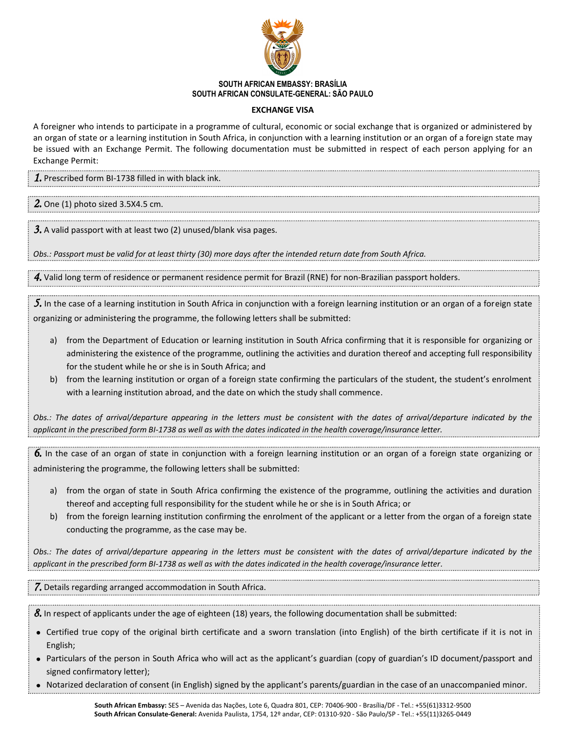**SOUTH AFRICAN EMBASSY: BRASÍLIA**
**SOUTH AFRICAN CONSULATE-GENERAL: SÃO PAULO**

# EXCHANGE VISA

A foreigner who intends to participate in a programme of cultural, economic or social exchange that is organized or administered by an organ of state or a learning institution in South Africa, in conjunction with a learning institution or an organ of a foreign state may be issued with an Exchange Permit. The following documentation must be submitted in respect of each person applying for an Exchange Permit:

**1.** Prescribed form BI-1738 filled in with black ink.

**2.** One (1) photo sized 3.5X4.5 cm.

**3.** A valid passport with at least two (2) unused/blank visa pages.

*Obs.: Passport must be valid for at least thirty (30) more days after the intended return date from South Africa.*

**4.** Valid long term of residence or permanent residence permit for Brazil (RNE) for non-Brazilian passport holders.

**5.** In the case of a learning institution in South Africa in conjunction with a foreign learning institution or an organ of a foreign state organizing or administering the programme, the following letters shall be submitted:

a) from the Department of Education or learning institution in South Africa confirming that it is responsible for organizing or administering the existence of the programme, outlining the activities and duration thereof and accepting full responsibility for the student while he or she is in South Africa; and

b) from the learning institution or organ of a foreign state confirming the particulars of the student, the student's enrolment with a learning institution abroad, and the date on which the study shall commence.

*Obs.: The dates of arrival/departure appearing in the letters must be consistent with the dates of arrival/departure indicated by the applicant in the prescribed form BI-1738 as well as with the dates indicated in the health coverage/insurance letter.*

**6.** In the case of an organ of state in conjunction with a foreign learning institution or an organ of a foreign state organizing or administering the programme, the following letters shall be submitted:

a) from the organ of state in South Africa confirming the existence of the programme, outlining the activities and duration thereof and accepting full responsibility for the student while he or she is in South Africa; or

b) from the foreign learning institution confirming the enrolment of the applicant or a letter from the organ of a foreign state conducting the programme, as the case may be.

*Obs.: The dates of arrival/departure appearing in the letters must be consistent with the dates of arrival/departure indicated by the applicant in the prescribed form BI-1738 as well as with the dates indicated in the health coverage/insurance letter.*

**7.** Details regarding arranged accommodation in South Africa.

**8.** In respect of applicants under the age of eighteen (18) years, the following documentation shall be submitted:

- Certified true copy of the original birth certificate and a sworn translation (into English) of the birth certificate if it is not in English;
- Particulars of the person in South Africa who will act as the applicant's guardian (copy of guardian's ID document/passport and signed confirmatory letter);
- Notarized declaration of consent (in English) signed by the applicant's parents/guardian in the case of an unaccompanied minor.

**South African Embassy:** SES – Avenida das Nações, Lote 6, Quadra 801, CEP: 70406-900 - Brasília/DF - Tel.: +55(61)3312-9500
**South African Consulate-General:** Avenida Paulista, 1754, 12º andar, CEP: 01310-920 - São Paulo/SP - Tel.: +55(11)3265-0449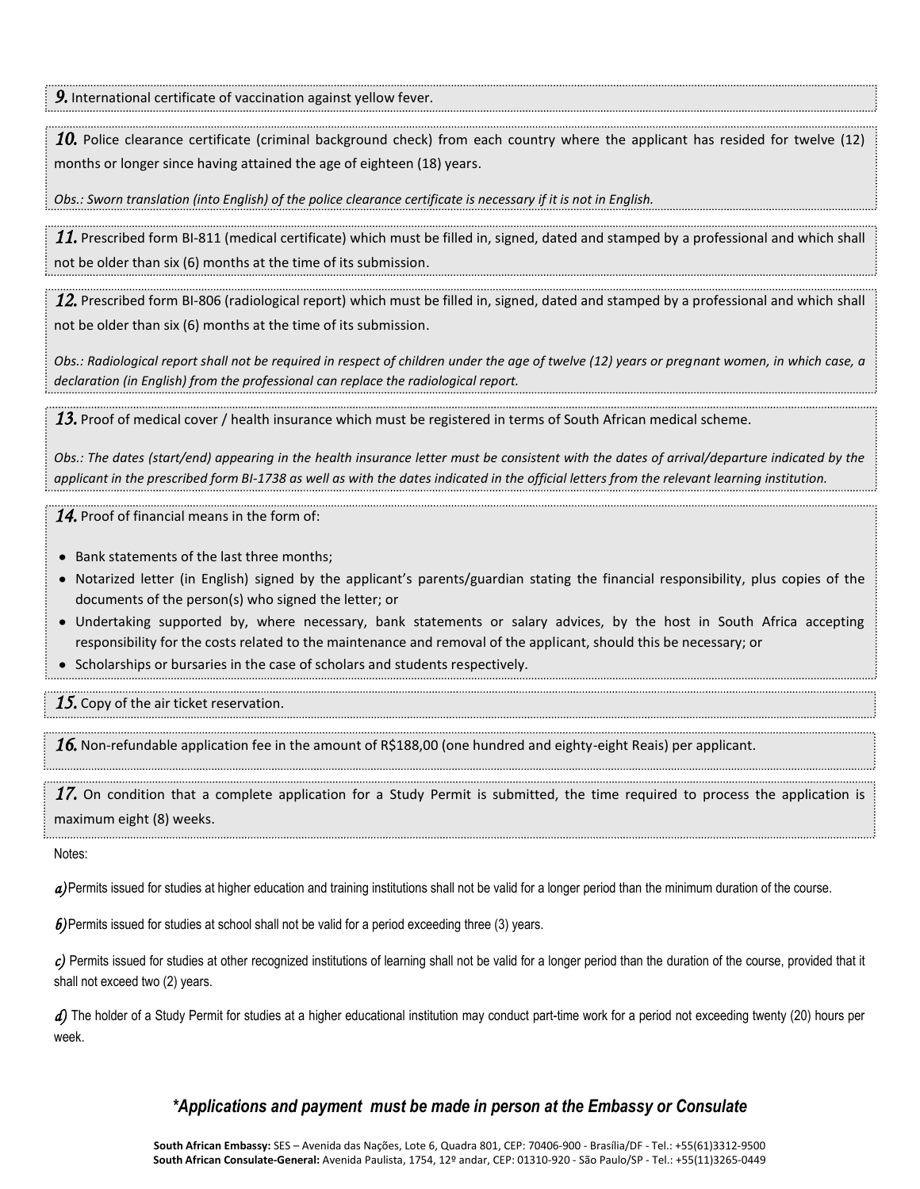***9.*** International certificate of vaccination against yellow fever.

***10.*** Police clearance certificate (criminal background check) from each country where the applicant has resided for twelve (12) months or longer since having attained the age of eighteen (18) years.

*Obs.: Sworn translation (into English) of the police clearance certificate is necessary if it is not in English.*

***11.*** Prescribed form BI-811 (medical certificate) which must be filled in, signed, dated and stamped by a professional and which shall not be older than six (6) months at the time of its submission.

***12.*** Prescribed form BI-806 (radiological report) which must be filled in, signed, dated and stamped by a professional and which shall not be older than six (6) months at the time of its submission.

*Obs.: Radiological report shall not be required in respect of children under the age of twelve (12) years or pregnant women, in which case, a declaration (in English) from the professional can replace the radiological report.*

***13.*** Proof of medical cover / health insurance which must be registered in terms of South African medical scheme.

*Obs.: The dates (start/end) appearing in the health insurance letter must be consistent with the dates of arrival/departure indicated by the applicant in the prescribed form BI-1738 as well as with the dates indicated in the official letters from the relevant learning institution.*

***14.*** Proof of financial means in the form of:

- Bank statements of the last three months;
- Notarized letter (in English) signed by the applicant's parents/guardian stating the financial responsibility, plus copies of the documents of the person(s) who signed the letter; or
- Undertaking supported by, where necessary, bank statements or salary advices, by the host in South Africa accepting responsibility for the costs related to the maintenance and removal of the applicant, should this be necessary; or
- Scholarships or bursaries in the case of scholars and students respectively.

***15.*** Copy of the air ticket reservation.

***16.*** Non-refundable application fee in the amount of R$188,00 (one hundred and eighty-eight Reais) per applicant.

***17.*** On condition that a complete application for a Study Permit is submitted, the time required to process the application is maximum eight (8) weeks.

Notes:

***a)*** Permits issued for studies at higher education and training institutions shall not be valid for a longer period than the minimum duration of the course.

***b)*** Permits issued for studies at school shall not be valid for a period exceeding three (3) years.

***c)*** Permits issued for studies at other recognized institutions of learning shall not be valid for a longer period than the duration of the course, provided that it shall not exceed two (2) years.

***d)*** The holder of a Study Permit for studies at a higher educational institution may conduct part-time work for a period not exceeding twenty (20) hours per week.

***\*Applications and payment must be made in person at the Embassy or Consulate***

**South African Embassy:** SES – Avenida das Nações, Lote 6, Quadra 801, CEP: 70406-900 - Brasília/DF - Tel.: +55(61)3312-9500
**South African Consulate-General:** Avenida Paulista, 1754, 12º andar, CEP: 01310-920 - São Paulo/SP - Tel.: +55(11)3265-0449